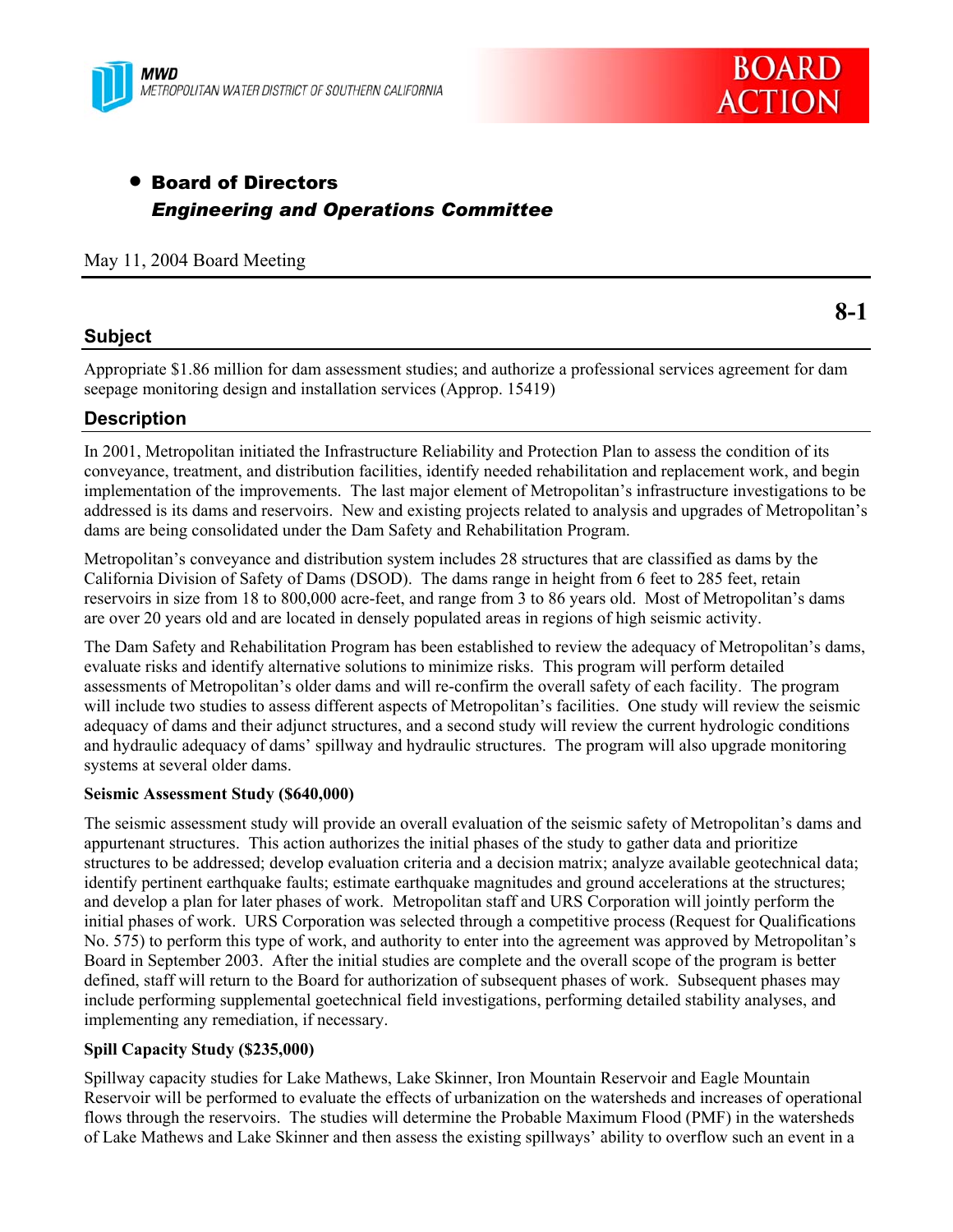MWD
METROPOLITAN WATER DISTRICT OF SOUTHERN CALIFORNIA

BOARD ACTION

- **Board of Directors**
  ***Engineering and Operations Committee***

May 11, 2004 Board Meeting

**8-1**

## Subject

Appropriate $1.86 million for dam assessment studies; and authorize a professional services agreement for dam seepage monitoring design and installation services (Approp. 15419)

## Description

In 2001, Metropolitan initiated the Infrastructure Reliability and Protection Plan to assess the condition of its conveyance, treatment, and distribution facilities, identify needed rehabilitation and replacement work, and begin implementation of the improvements. The last major element of Metropolitan's infrastructure investigations to be addressed is its dams and reservoirs. New and existing projects related to analysis and upgrades of Metropolitan's dams are being consolidated under the Dam Safety and Rehabilitation Program.

Metropolitan's conveyance and distribution system includes 28 structures that are classified as dams by the California Division of Safety of Dams (DSOD). The dams range in height from 6 feet to 285 feet, retain reservoirs in size from 18 to 800,000 acre-feet, and range from 3 to 86 years old. Most of Metropolitan's dams are over 20 years old and are located in densely populated areas in regions of high seismic activity.

The Dam Safety and Rehabilitation Program has been established to review the adequacy of Metropolitan's dams, evaluate risks and identify alternative solutions to minimize risks. This program will perform detailed assessments of Metropolitan's older dams and will re-confirm the overall safety of each facility. The program will include two studies to assess different aspects of Metropolitan's facilities. One study will review the seismic adequacy of dams and their adjunct structures, and a second study will review the current hydrologic conditions and hydraulic adequacy of dams' spillway and hydraulic structures. The program will also upgrade monitoring systems at several older dams.

**Seismic Assessment Study ($640,000)**

The seismic assessment study will provide an overall evaluation of the seismic safety of Metropolitan's dams and appurtenant structures. This action authorizes the initial phases of the study to gather data and prioritize structures to be addressed; develop evaluation criteria and a decision matrix; analyze available geotechnical data; identify pertinent earthquake faults; estimate earthquake magnitudes and ground accelerations at the structures; and develop a plan for later phases of work. Metropolitan staff and URS Corporation will jointly perform the initial phases of work. URS Corporation was selected through a competitive process (Request for Qualifications No. 575) to perform this type of work, and authority to enter into the agreement was approved by Metropolitan's Board in September 2003. After the initial studies are complete and the overall scope of the program is better defined, staff will return to the Board for authorization of subsequent phases of work. Subsequent phases may include performing supplemental goetechnical field investigations, performing detailed stability analyses, and implementing any remediation, if necessary.

**Spill Capacity Study ($235,000)**

Spillway capacity studies for Lake Mathews, Lake Skinner, Iron Mountain Reservoir and Eagle Mountain Reservoir will be performed to evaluate the effects of urbanization on the watersheds and increases of operational flows through the reservoirs. The studies will determine the Probable Maximum Flood (PMF) in the watersheds of Lake Mathews and Lake Skinner and then assess the existing spillways' ability to overflow such an event in a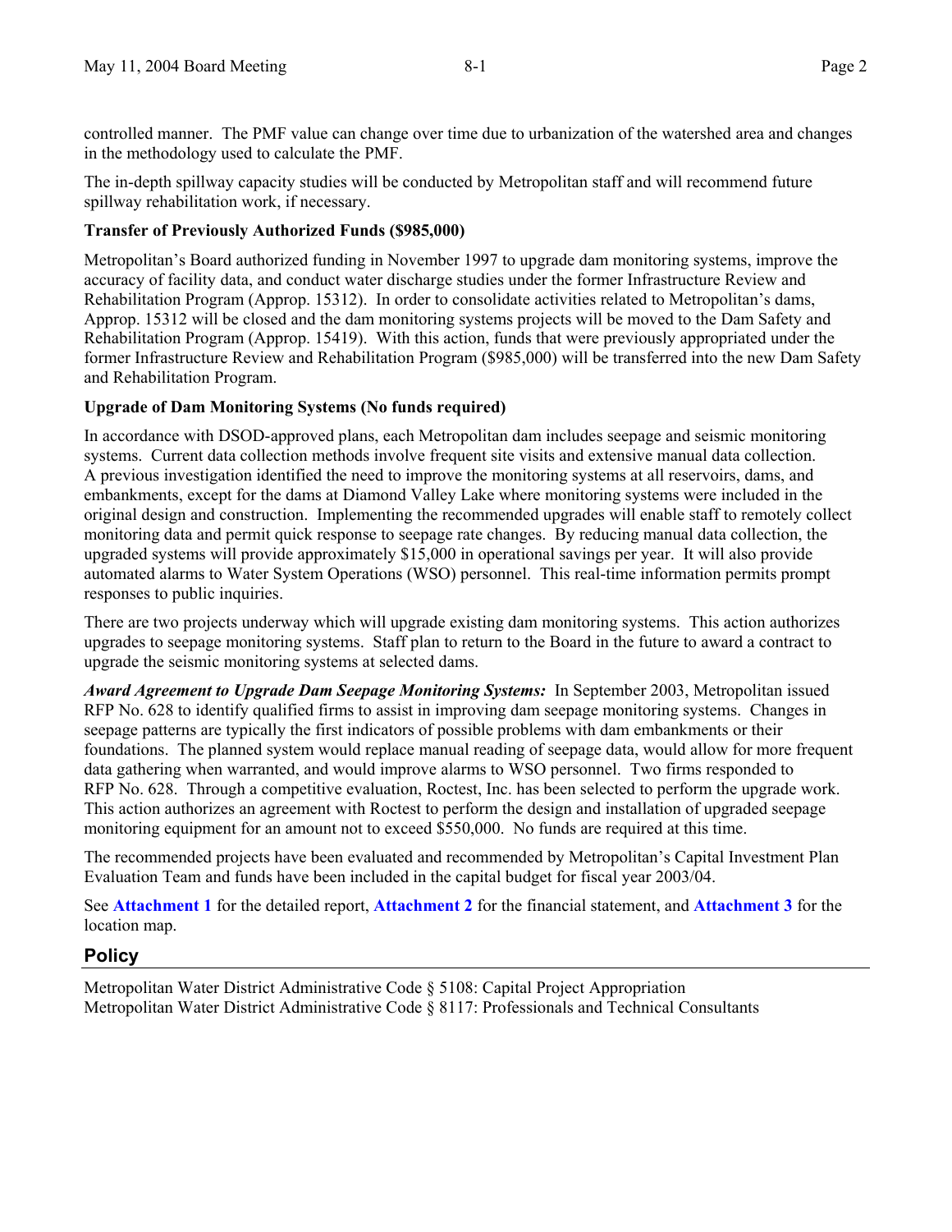controlled manner. The PMF value can change over time due to urbanization of the watershed area and changes in the methodology used to calculate the PMF.

The in-depth spillway capacity studies will be conducted by Metropolitan staff and will recommend future spillway rehabilitation work, if necessary.

**Transfer of Previously Authorized Funds ($985,000)**

Metropolitan's Board authorized funding in November 1997 to upgrade dam monitoring systems, improve the accuracy of facility data, and conduct water discharge studies under the former Infrastructure Review and Rehabilitation Program (Approp. 15312). In order to consolidate activities related to Metropolitan's dams, Approp. 15312 will be closed and the dam monitoring systems projects will be moved to the Dam Safety and Rehabilitation Program (Approp. 15419). With this action, funds that were previously appropriated under the former Infrastructure Review and Rehabilitation Program ($985,000) will be transferred into the new Dam Safety and Rehabilitation Program.

**Upgrade of Dam Monitoring Systems (No funds required)**

In accordance with DSOD-approved plans, each Metropolitan dam includes seepage and seismic monitoring systems. Current data collection methods involve frequent site visits and extensive manual data collection. A previous investigation identified the need to improve the monitoring systems at all reservoirs, dams, and embankments, except for the dams at Diamond Valley Lake where monitoring systems were included in the original design and construction. Implementing the recommended upgrades will enable staff to remotely collect monitoring data and permit quick response to seepage rate changes. By reducing manual data collection, the upgraded systems will provide approximately $15,000 in operational savings per year. It will also provide automated alarms to Water System Operations (WSO) personnel. This real-time information permits prompt responses to public inquiries.

There are two projects underway which will upgrade existing dam monitoring systems. This action authorizes upgrades to seepage monitoring systems. Staff plan to return to the Board in the future to award a contract to upgrade the seismic monitoring systems at selected dams.

***Award Agreement to Upgrade Dam Seepage Monitoring Systems:*** In September 2003, Metropolitan issued RFP No. 628 to identify qualified firms to assist in improving dam seepage monitoring systems. Changes in seepage patterns are typically the first indicators of possible problems with dam embankments or their foundations. The planned system would replace manual reading of seepage data, would allow for more frequent data gathering when warranted, and would improve alarms to WSO personnel. Two firms responded to RFP No. 628. Through a competitive evaluation, Roctest, Inc. has been selected to perform the upgrade work. This action authorizes an agreement with Roctest to perform the design and installation of upgraded seepage monitoring equipment for an amount not to exceed $550,000. No funds are required at this time.

The recommended projects have been evaluated and recommended by Metropolitan's Capital Investment Plan Evaluation Team and funds have been included in the capital budget for fiscal year 2003/04.

See **Attachment 1** for the detailed report, **Attachment 2** for the financial statement, and **Attachment 3** for the location map.

## Policy

Metropolitan Water District Administrative Code § 5108: Capital Project Appropriation
Metropolitan Water District Administrative Code § 8117: Professionals and Technical Consultants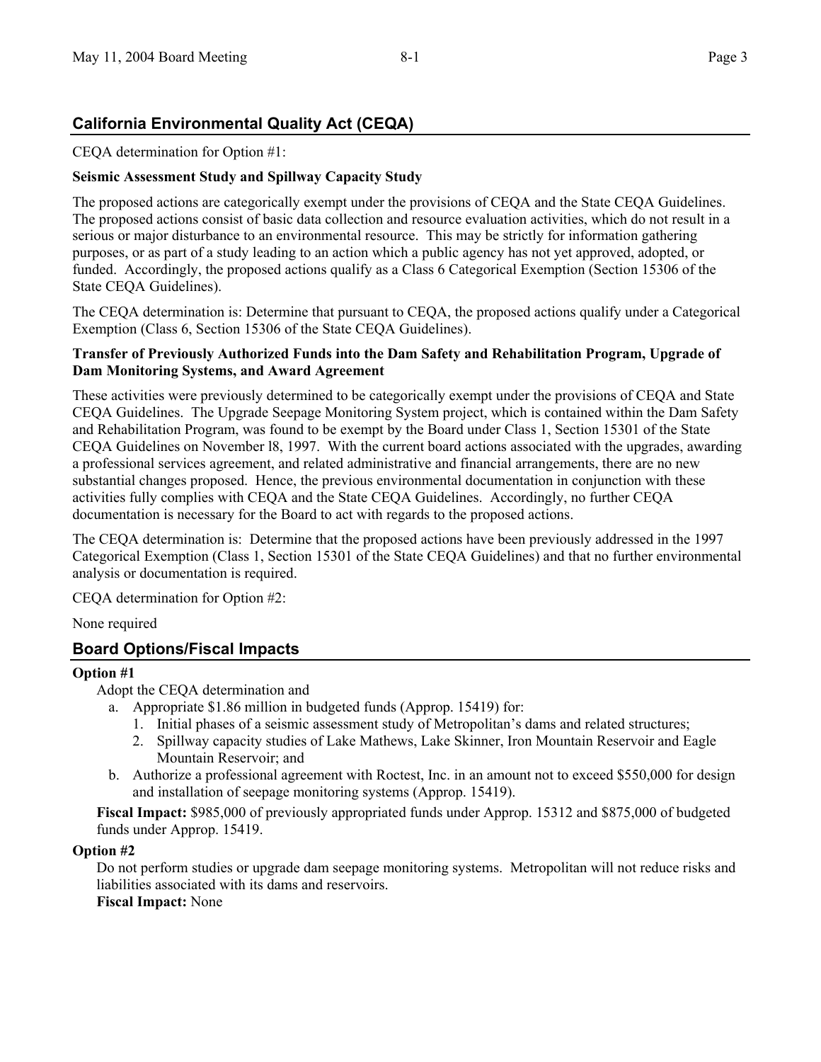## California Environmental Quality Act (CEQA)

CEQA determination for Option #1:

**Seismic Assessment Study and Spillway Capacity Study**

The proposed actions are categorically exempt under the provisions of CEQA and the State CEQA Guidelines. The proposed actions consist of basic data collection and resource evaluation activities, which do not result in a serious or major disturbance to an environmental resource. This may be strictly for information gathering purposes, or as part of a study leading to an action which a public agency has not yet approved, adopted, or funded. Accordingly, the proposed actions qualify as a Class 6 Categorical Exemption (Section 15306 of the State CEQA Guidelines).

The CEQA determination is: Determine that pursuant to CEQA, the proposed actions qualify under a Categorical Exemption (Class 6, Section 15306 of the State CEQA Guidelines).

**Transfer of Previously Authorized Funds into the Dam Safety and Rehabilitation Program, Upgrade of Dam Monitoring Systems, and Award Agreement**

These activities were previously determined to be categorically exempt under the provisions of CEQA and State CEQA Guidelines. The Upgrade Seepage Monitoring System project, which is contained within the Dam Safety and Rehabilitation Program, was found to be exempt by the Board under Class 1, Section 15301 of the State CEQA Guidelines on November l8, 1997. With the current board actions associated with the upgrades, awarding a professional services agreement, and related administrative and financial arrangements, there are no new substantial changes proposed. Hence, the previous environmental documentation in conjunction with these activities fully complies with CEQA and the State CEQA Guidelines. Accordingly, no further CEQA documentation is necessary for the Board to act with regards to the proposed actions.

The CEQA determination is: Determine that the proposed actions have been previously addressed in the 1997 Categorical Exemption (Class 1, Section 15301 of the State CEQA Guidelines) and that no further environmental analysis or documentation is required.

CEQA determination for Option #2:

None required

## Board Options/Fiscal Impacts

**Option #1**

Adopt the CEQA determination and

a. Appropriate $1.86 million in budgeted funds (Approp. 15419) for:
   1. Initial phases of a seismic assessment study of Metropolitan's dams and related structures;
   2. Spillway capacity studies of Lake Mathews, Lake Skinner, Iron Mountain Reservoir and Eagle Mountain Reservoir; and
b. Authorize a professional agreement with Roctest, Inc. in an amount not to exceed $550,000 for design and installation of seepage monitoring systems (Approp. 15419).

**Fiscal Impact:** $985,000 of previously appropriated funds under Approp. 15312 and $875,000 of budgeted funds under Approp. 15419.

**Option #2**

Do not perform studies or upgrade dam seepage monitoring systems. Metropolitan will not reduce risks and liabilities associated with its dams and reservoirs.

**Fiscal Impact:** None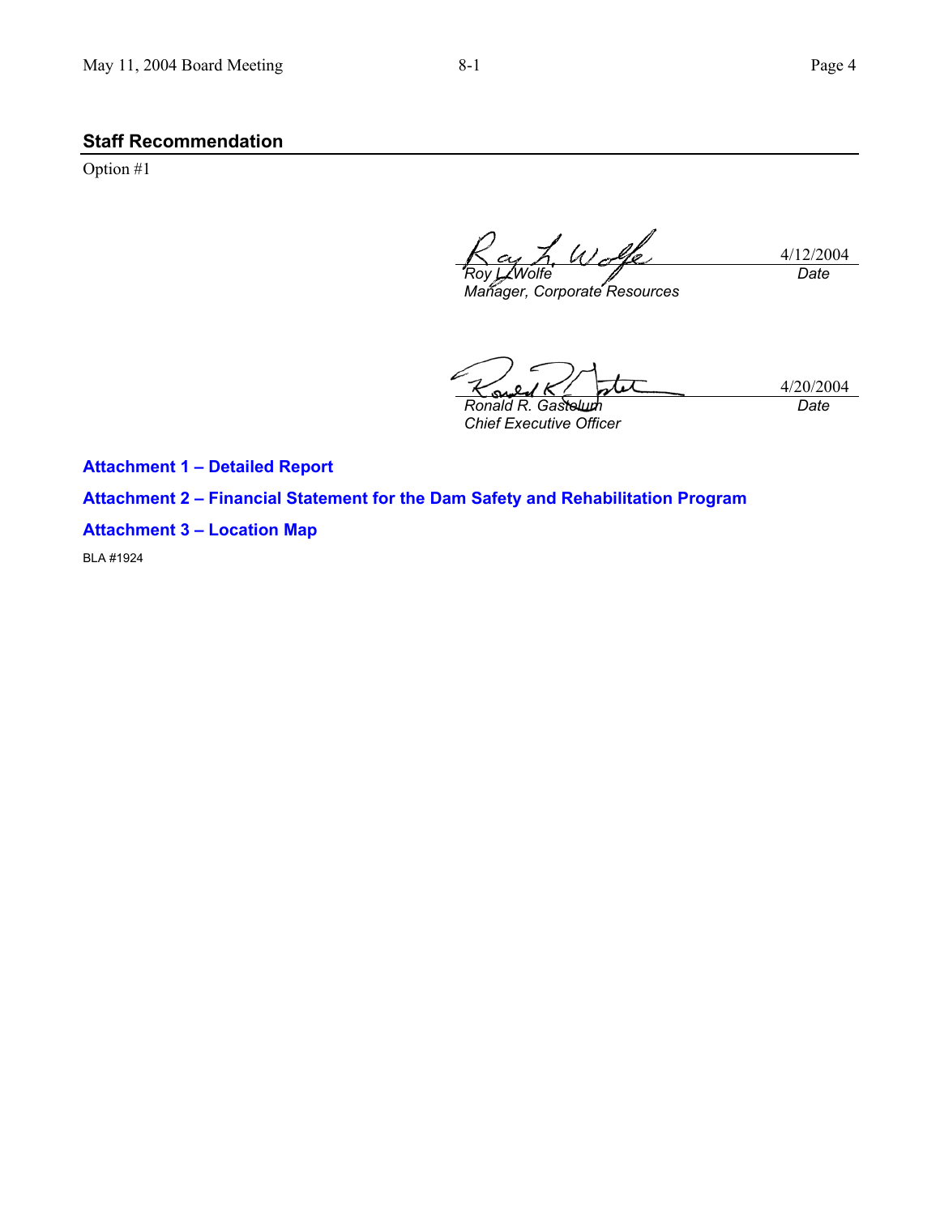## Staff Recommendation

Option #1

| | |
|---|---|
| *Roy L. Wolfe* | 4/12/2004 |
| *Manager, Corporate Resources* | *Date* |

| | |
|---|---|
| *Ronald R. Gastelum* | 4/20/2004 |
| *Chief Executive Officer* | *Date* |

**Attachment 1 – Detailed Report**

**Attachment 2 – Financial Statement for the Dam Safety and Rehabilitation Program**

**Attachment 3 – Location Map**

BLA #1924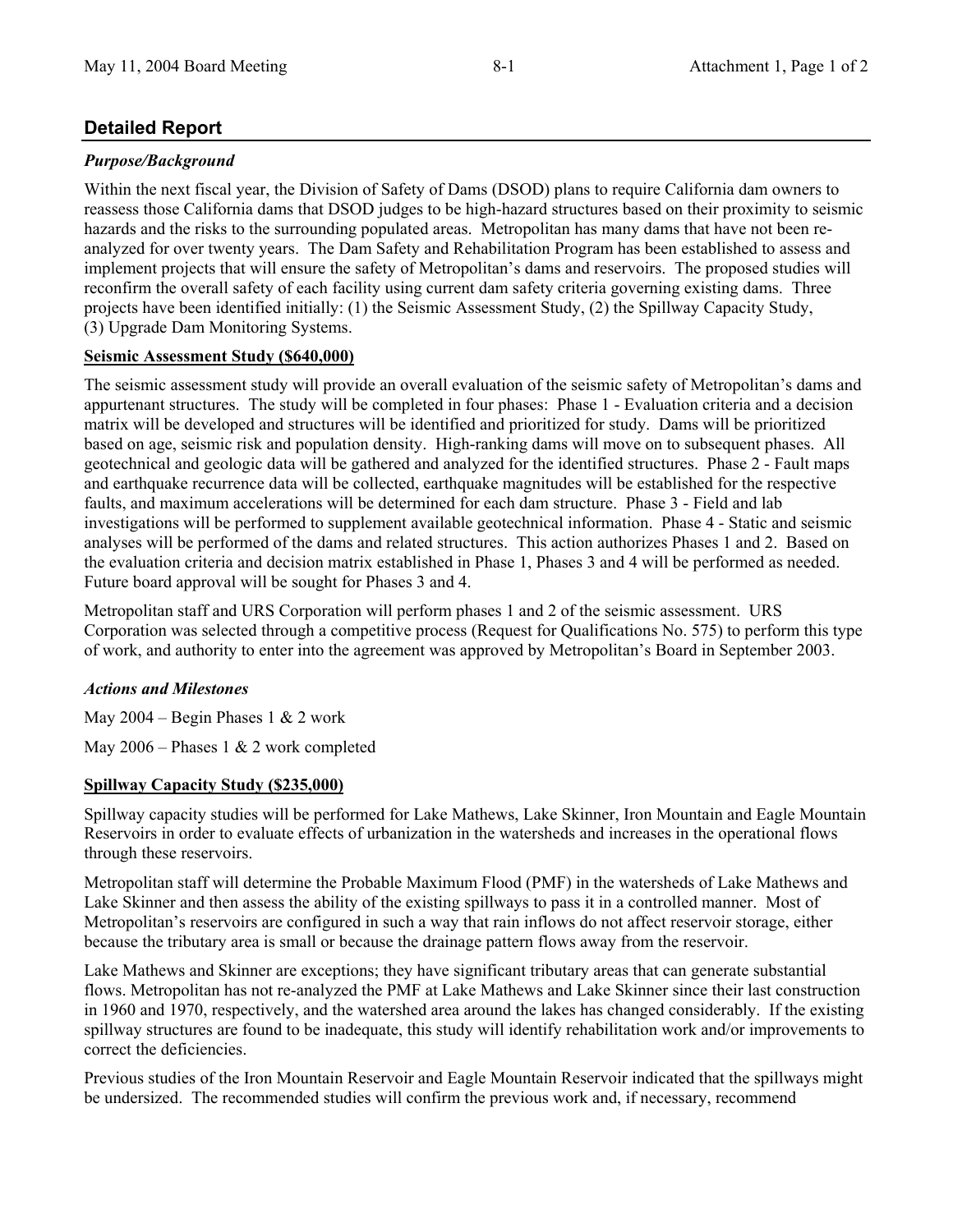## Detailed Report

### *Purpose/Background*

Within the next fiscal year, the Division of Safety of Dams (DSOD) plans to require California dam owners to reassess those California dams that DSOD judges to be high-hazard structures based on their proximity to seismic hazards and the risks to the surrounding populated areas. Metropolitan has many dams that have not been re-analyzed for over twenty years. The Dam Safety and Rehabilitation Program has been established to assess and implement projects that will ensure the safety of Metropolitan's dams and reservoirs. The proposed studies will reconfirm the overall safety of each facility using current dam safety criteria governing existing dams. Three projects have been identified initially: (1) the Seismic Assessment Study, (2) the Spillway Capacity Study, (3) Upgrade Dam Monitoring Systems.

**Seismic Assessment Study ($640,000)**

The seismic assessment study will provide an overall evaluation of the seismic safety of Metropolitan's dams and appurtenant structures. The study will be completed in four phases: Phase 1 - Evaluation criteria and a decision matrix will be developed and structures will be identified and prioritized for study. Dams will be prioritized based on age, seismic risk and population density. High-ranking dams will move on to subsequent phases. All geotechnical and geologic data will be gathered and analyzed for the identified structures. Phase 2 - Fault maps and earthquake recurrence data will be collected, earthquake magnitudes will be established for the respective faults, and maximum accelerations will be determined for each dam structure. Phase 3 - Field and lab investigations will be performed to supplement available geotechnical information. Phase 4 - Static and seismic analyses will be performed of the dams and related structures. This action authorizes Phases 1 and 2. Based on the evaluation criteria and decision matrix established in Phase 1, Phases 3 and 4 will be performed as needed. Future board approval will be sought for Phases 3 and 4.

Metropolitan staff and URS Corporation will perform phases 1 and 2 of the seismic assessment. URS Corporation was selected through a competitive process (Request for Qualifications No. 575) to perform this type of work, and authority to enter into the agreement was approved by Metropolitan's Board in September 2003.

### *Actions and Milestones*

May 2004 – Begin Phases 1 & 2 work

May 2006 – Phases 1 & 2 work completed

**Spillway Capacity Study ($235,000)**

Spillway capacity studies will be performed for Lake Mathews, Lake Skinner, Iron Mountain and Eagle Mountain Reservoirs in order to evaluate effects of urbanization in the watersheds and increases in the operational flows through these reservoirs.

Metropolitan staff will determine the Probable Maximum Flood (PMF) in the watersheds of Lake Mathews and Lake Skinner and then assess the ability of the existing spillways to pass it in a controlled manner. Most of Metropolitan's reservoirs are configured in such a way that rain inflows do not affect reservoir storage, either because the tributary area is small or because the drainage pattern flows away from the reservoir.

Lake Mathews and Skinner are exceptions; they have significant tributary areas that can generate substantial flows. Metropolitan has not re-analyzed the PMF at Lake Mathews and Lake Skinner since their last construction in 1960 and 1970, respectively, and the watershed area around the lakes has changed considerably. If the existing spillway structures are found to be inadequate, this study will identify rehabilitation work and/or improvements to correct the deficiencies.

Previous studies of the Iron Mountain Reservoir and Eagle Mountain Reservoir indicated that the spillways might be undersized. The recommended studies will confirm the previous work and, if necessary, recommend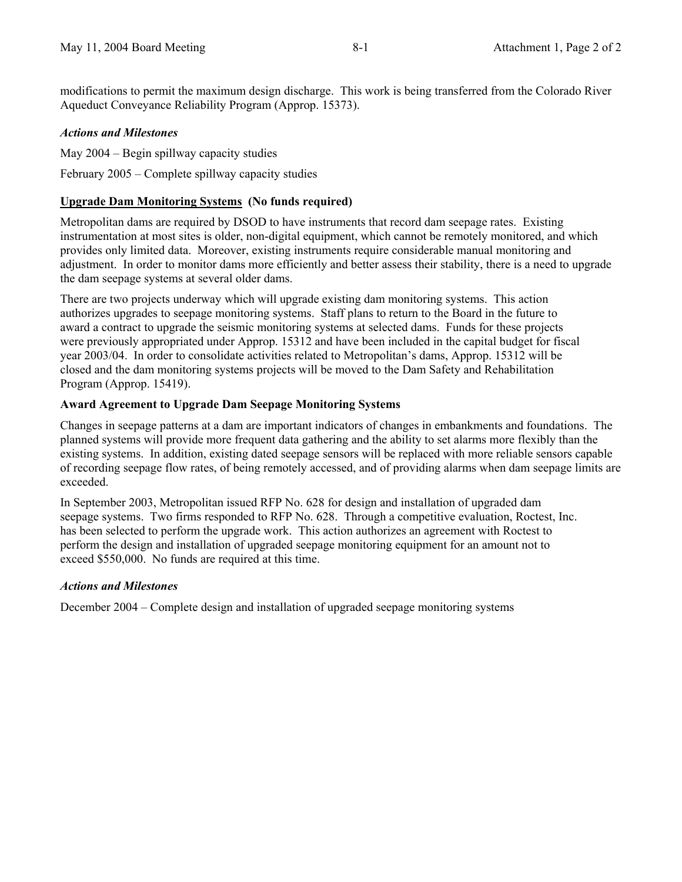modifications to permit the maximum design discharge. This work is being transferred from the Colorado River Aqueduct Conveyance Reliability Program (Approp. 15373).

*Actions and Milestones*

May 2004 – Begin spillway capacity studies

February 2005 – Complete spillway capacity studies

**Upgrade Dam Monitoring Systems (No funds required)**

Metropolitan dams are required by DSOD to have instruments that record dam seepage rates. Existing instrumentation at most sites is older, non-digital equipment, which cannot be remotely monitored, and which provides only limited data. Moreover, existing instruments require considerable manual monitoring and adjustment. In order to monitor dams more efficiently and better assess their stability, there is a need to upgrade the dam seepage systems at several older dams.

There are two projects underway which will upgrade existing dam monitoring systems. This action authorizes upgrades to seepage monitoring systems. Staff plans to return to the Board in the future to award a contract to upgrade the seismic monitoring systems at selected dams. Funds for these projects were previously appropriated under Approp. 15312 and have been included in the capital budget for fiscal year 2003/04. In order to consolidate activities related to Metropolitan's dams, Approp. 15312 will be closed and the dam monitoring systems projects will be moved to the Dam Safety and Rehabilitation Program (Approp. 15419).

**Award Agreement to Upgrade Dam Seepage Monitoring Systems**

Changes in seepage patterns at a dam are important indicators of changes in embankments and foundations. The planned systems will provide more frequent data gathering and the ability to set alarms more flexibly than the existing systems. In addition, existing dated seepage sensors will be replaced with more reliable sensors capable of recording seepage flow rates, of being remotely accessed, and of providing alarms when dam seepage limits are exceeded.

In September 2003, Metropolitan issued RFP No. 628 for design and installation of upgraded dam seepage systems. Two firms responded to RFP No. 628. Through a competitive evaluation, Roctest, Inc. has been selected to perform the upgrade work. This action authorizes an agreement with Roctest to perform the design and installation of upgraded seepage monitoring equipment for an amount not to exceed $550,000. No funds are required at this time.

*Actions and Milestones*

December 2004 – Complete design and installation of upgraded seepage monitoring systems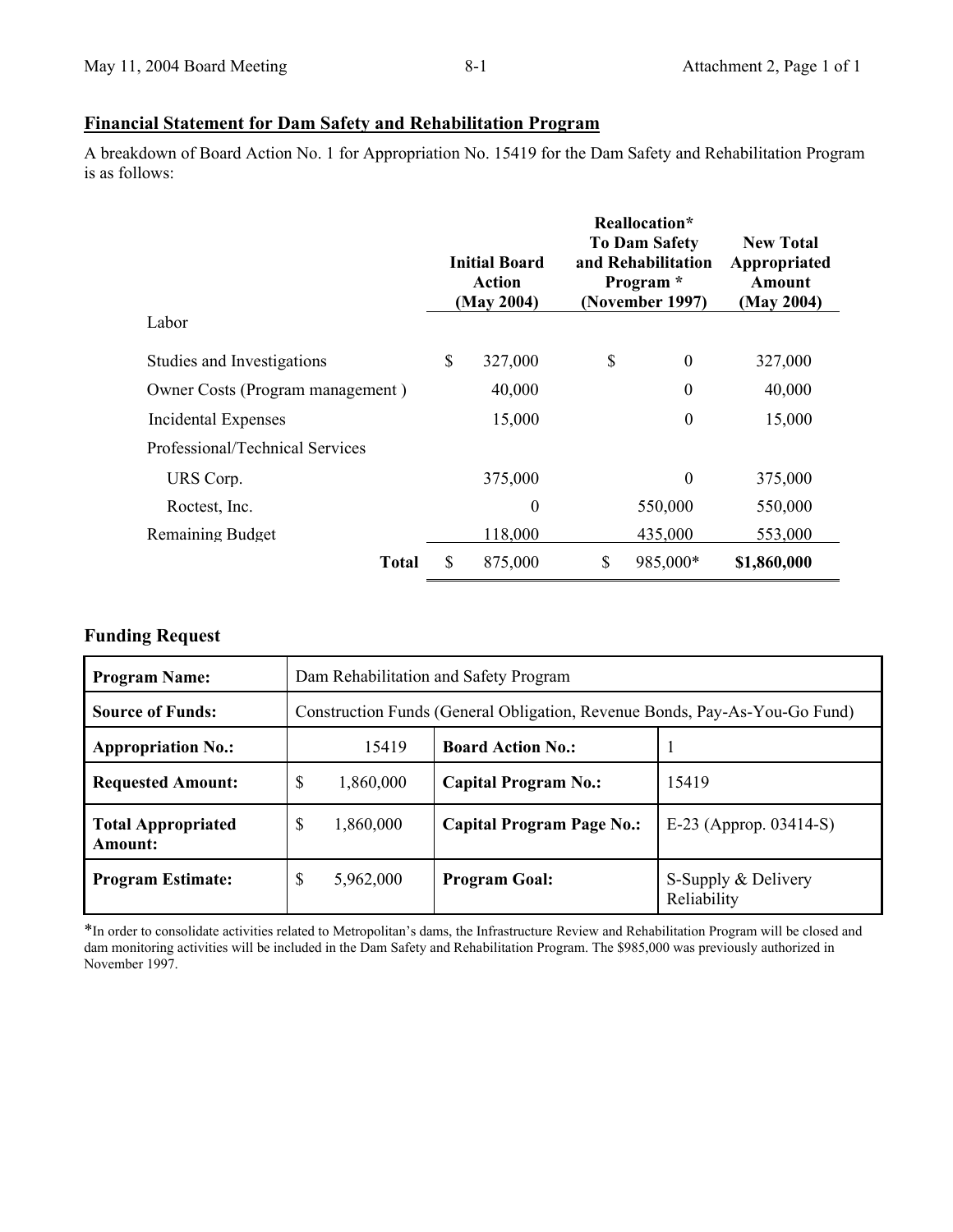## Financial Statement for Dam Safety and Rehabilitation Program

A breakdown of Board Action No. 1 for Appropriation No. 15419 for the Dam Safety and Rehabilitation Program is as follows:

| | Initial Board Action (May 2004) | Reallocation* To Dam Safety and Rehabilitation Program * (November 1997) | New Total Appropriated Amount (May 2004) |
|---|---|---|---|
| Labor | | | |
| Studies and Investigations | $ 327,000 | $ 0 | 327,000 |
| Owner Costs (Program management ) | 40,000 | 0 | 40,000 |
| Incidental Expenses | 15,000 | 0 | 15,000 |
| Professional/Technical Services | | | |
| URS Corp. | 375,000 | 0 | 375,000 |
| Roctest, Inc. | 0 | 550,000 | 550,000 |
| Remaining Budget | 118,000 | 435,000 | 553,000 |
| **Total** | $ 875,000 | $ 985,000* | **$1,860,000** |

### Funding Request

| **Program Name:** | Dam Rehabilitation and Safety Program | | |
|---|---|---|---|
| **Source of Funds:** | Construction Funds (General Obligation, Revenue Bonds, Pay-As-You-Go Fund) | | |
| **Appropriation No.:** | 15419 | **Board Action No.:** | 1 |
| **Requested Amount:** | $ 1,860,000 | **Capital Program No.:** | 15419 |
| **Total Appropriated Amount:** | $ 1,860,000 | **Capital Program Page No.:** | E-23 (Approp. 03414-S) |
| **Program Estimate:** | $ 5,962,000 | **Program Goal:** | S-Supply & Delivery Reliability |

*In order to consolidate activities related to Metropolitan's dams, the Infrastructure Review and Rehabilitation Program will be closed and dam monitoring activities will be included in the Dam Safety and Rehabilitation Program. The $985,000 was previously authorized in November 1997.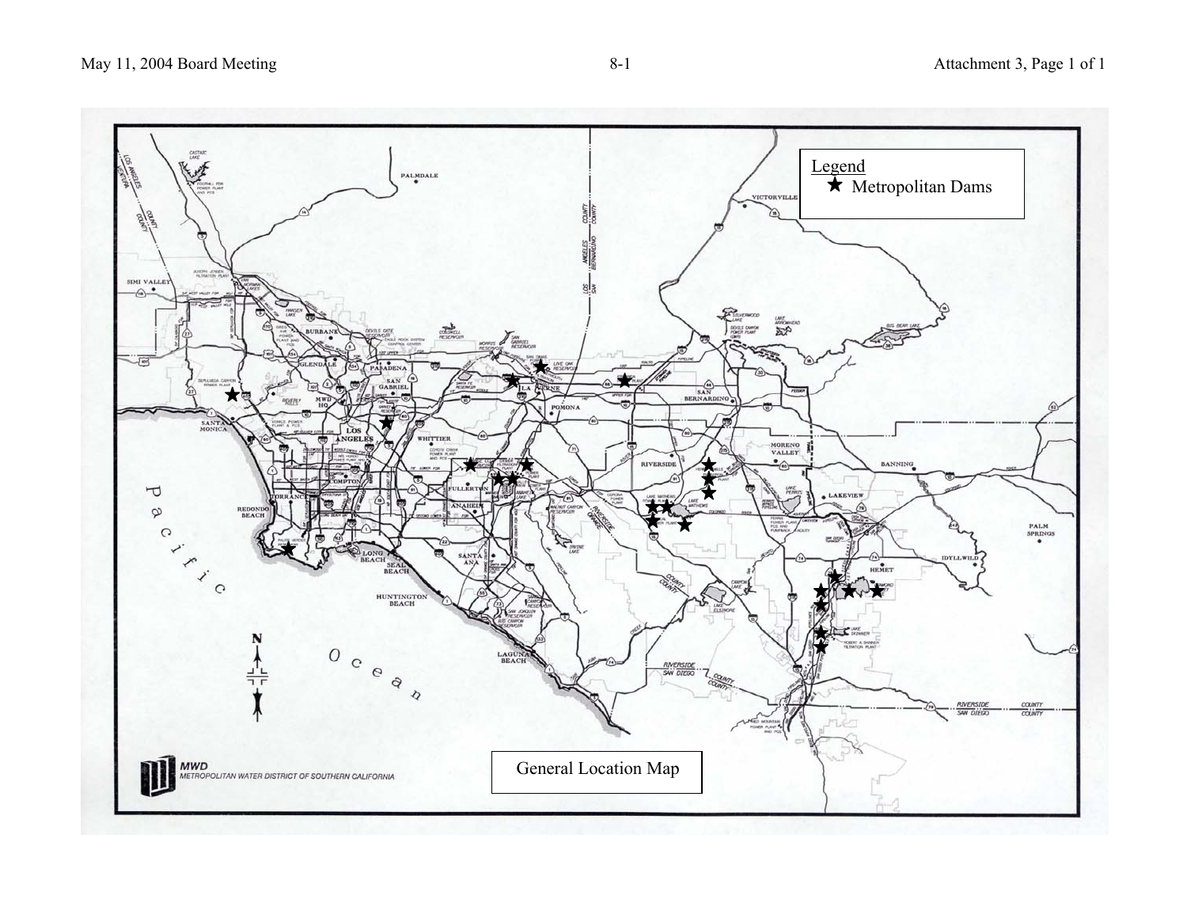Legend

★ Metropolitan Dams

General Location Map

MWD
METROPOLITAN WATER DISTRICT OF SOUTHERN CALIFORNIA